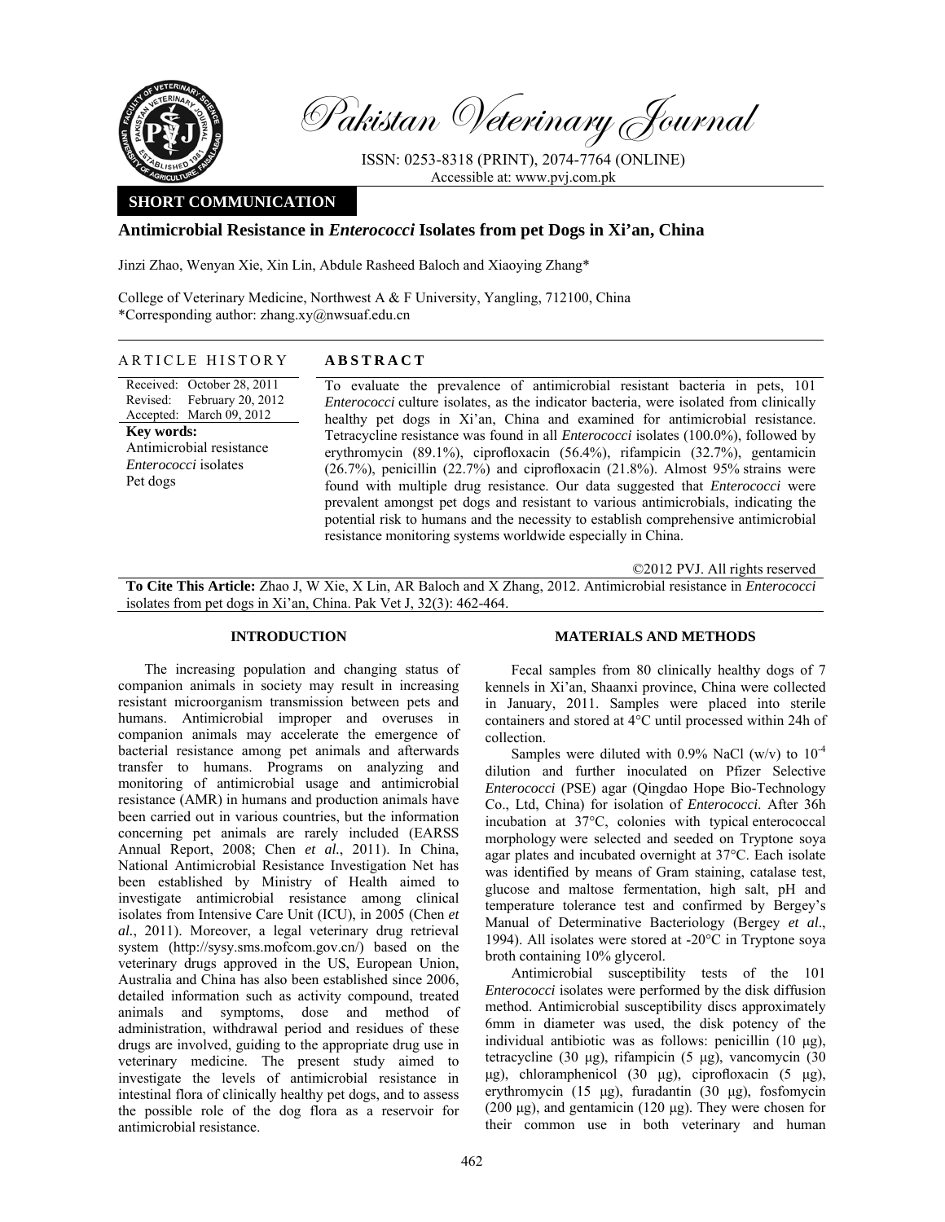# Pakistan Veterinary Journal

ISSN: 0253-8318 (PRINT), 2074-7764 (ONLINE)
Accessible at: www.pvj.com.pk

**SHORT COMMUNICATION**

## Antimicrobial Resistance in *Enterococci* Isolates from pet Dogs in Xi'an, China

Jinzi Zhao, Wenyan Xie, Xin Lin, Abdule Rasheed Baloch and Xiaoying Zhang*

College of Veterinary Medicine, Northwest A & F University, Yangling, 712100, China
*Corresponding author: zhang.xy@nwsuaf.edu.cn

**ARTICLE HISTORY**

Received: October 28, 2011
Revised: February 20, 2012
Accepted: March 09, 2012

**Key words:**
Antimicrobial resistance
*Enterococci* isolates
Pet dogs

**ABSTRACT**

To evaluate the prevalence of antimicrobial resistant bacteria in pets, 101 *Enterococci* culture isolates, as the indicator bacteria, were isolated from clinically healthy pet dogs in Xi'an, China and examined for antimicrobial resistance. Tetracycline resistance was found in all *Enterococci* isolates (100.0%), followed by erythromycin (89.1%), ciprofloxacin (56.4%), rifampicin (32.7%), gentamicin (26.7%), penicillin (22.7%) and ciprofloxacin (21.8%). Almost 95% strains were found with multiple drug resistance. Our data suggested that *Enterococci* were prevalent amongst pet dogs and resistant to various antimicrobials, indicating the potential risk to humans and the necessity to establish comprehensive antimicrobial resistance monitoring systems worldwide especially in China.

©2012 PVJ. All rights reserved

**To Cite This Article:** Zhao J, W Xie, X Lin, AR Baloch and X Zhang, 2012. Antimicrobial resistance in *Enterococci* isolates from pet dogs in Xi'an, China. Pak Vet J, 32(3): 462-464.

## INTRODUCTION

The increasing population and changing status of companion animals in society may result in increasing resistant microorganism transmission between pets and humans. Antimicrobial improper and overuses in companion animals may accelerate the emergence of bacterial resistance among pet animals and afterwards transfer to humans. Programs on analyzing and monitoring of antimicrobial usage and antimicrobial resistance (AMR) in humans and production animals have been carried out in various countries, but the information concerning pet animals are rarely included (EARSS Annual Report, 2008; Chen *et al.*, 2011). In China, National Antimicrobial Resistance Investigation Net has been established by Ministry of Health aimed to investigate antimicrobial resistance among clinical isolates from Intensive Care Unit (ICU), in 2005 (Chen *et al.*, 2011). Moreover, a legal veterinary drug retrieval system (http://sysy.sms.mofcom.gov.cn/) based on the veterinary drugs approved in the US, European Union, Australia and China has also been established since 2006, detailed information such as activity compound, treated animals and symptoms, dose and method of administration, withdrawal period and residues of these drugs are involved, guiding to the appropriate drug use in veterinary medicine. The present study aimed to investigate the levels of antimicrobial resistance in intestinal flora of clinically healthy pet dogs, and to assess the possible role of the dog flora as a reservoir for antimicrobial resistance.

## MATERIALS AND METHODS

Fecal samples from 80 clinically healthy dogs of 7 kennels in Xi'an, Shaanxi province, China were collected in January, 2011. Samples were placed into sterile containers and stored at 4°C until processed within 24h of collection.

Samples were diluted with 0.9% NaCl (w/v) to $10^{-4}$ dilution and further inoculated on Pfizer Selective *Enterococci* (PSE) agar (Qingdao Hope Bio-Technology Co., Ltd, China) for isolation of *Enterococci*. After 36h incubation at 37°C, colonies with typical enterococcal morphology were selected and seeded on Tryptone soya agar plates and incubated overnight at 37°C. Each isolate was identified by means of Gram staining, catalase test, glucose and maltose fermentation, high salt, pH and temperature tolerance test and confirmed by Bergey's Manual of Determinative Bacteriology (Bergey *et al*., 1994). All isolates were stored at -20°C in Tryptone soya broth containing 10% glycerol.

Antimicrobial susceptibility tests of the 101 *Enterococci* isolates were performed by the disk diffusion method. Antimicrobial susceptibility discs approximately 6mm in diameter was used, the disk potency of the individual antibiotic was as follows: penicillin (10 µg), tetracycline (30 µg), rifampicin (5 µg), vancomycin (30 µg), chloramphenicol (30 µg), ciprofloxacin (5 µg), erythromycin (15 µg), furadantin (30 µg), fosfomycin (200 µg), and gentamicin (120 µg). They were chosen for their common use in both veterinary and human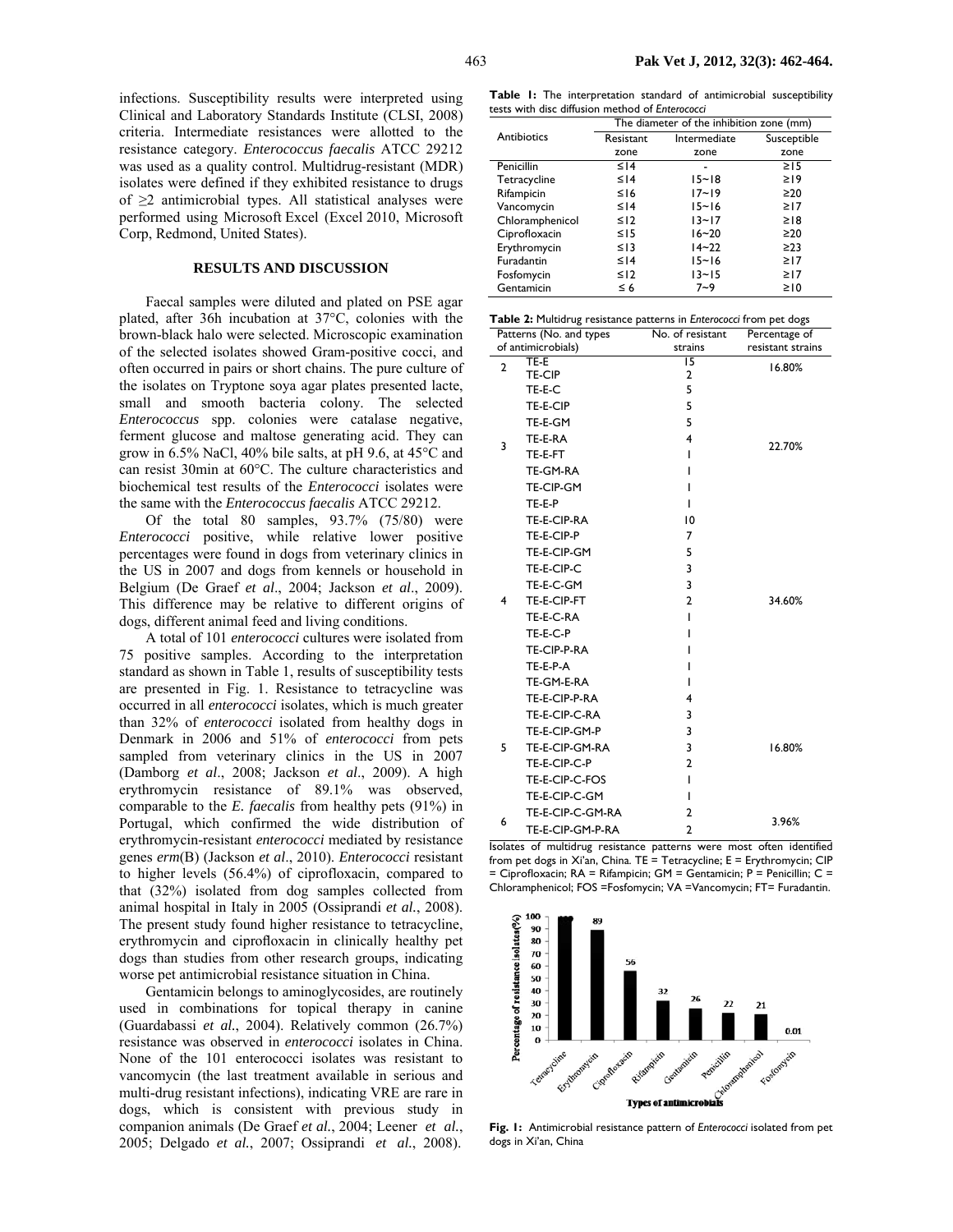infections. Susceptibility results were interpreted using Clinical and Laboratory Standards Institute (CLSI, 2008) criteria. Intermediate resistances were allotted to the resistance category. *Enterococcus faecalis* ATCC 29212 was used as a quality control. Multidrug-resistant (MDR) isolates were defined if they exhibited resistance to drugs of ≥2 antimicrobial types. All statistical analyses were performed using Microsoft Excel (Excel 2010, Microsoft Corp, Redmond, United States).

## RESULTS AND DISCUSSION

Faecal samples were diluted and plated on PSE agar plated, after 36h incubation at 37°C, colonies with the brown-black halo were selected. Microscopic examination of the selected isolates showed Gram-positive cocci, and often occurred in pairs or short chains. The pure culture of the isolates on Tryptone soya agar plates presented lacte, small and smooth bacteria colony. The selected *Enterococcus* spp. colonies were catalase negative, ferment glucose and maltose generating acid. They can grow in 6.5% NaCl, 40% bile salts, at pH 9.6, at 45°C and can resist 30min at 60°C. The culture characteristics and biochemical test results of the *Enterococci* isolates were the same with the *Enterococcus faecalis* ATCC 29212.

Of the total 80 samples, 93.7% (75/80) were *Enterococci* positive, while relative lower positive percentages were found in dogs from veterinary clinics in the US in 2007 and dogs from kennels or household in Belgium (De Graef *et al*., 2004; Jackson *et al*., 2009). This difference may be relative to different origins of dogs, different animal feed and living conditions.

A total of 101 *enterococci* cultures were isolated from 75 positive samples. According to the interpretation standard as shown in Table 1, results of susceptibility tests are presented in Fig. 1. Resistance to tetracycline was occurred in all *enterococci* isolates, which is much greater than 32% of *enterococci* isolated from healthy dogs in Denmark in 2006 and 51% of *enterococci* from pets sampled from veterinary clinics in the US in 2007 (Damborg *et al*., 2008; Jackson *et al*., 2009). A high erythromycin resistance of 89.1% was observed, comparable to the *E. faecalis* from healthy pets (91%) in Portugal, which confirmed the wide distribution of erythromycin-resistant *enterococci* mediated by resistance genes *erm*(B) (Jackson *et al*., 2010). *Enterococci* resistant to higher levels (56.4%) of ciprofloxacin, compared to that (32%) isolated from dog samples collected from animal hospital in Italy in 2005 (Ossiprandi *et al.*, 2008). The present study found higher resistance to tetracycline, erythromycin and ciprofloxacin in clinically healthy pet dogs than studies from other research groups, indicating worse pet antimicrobial resistance situation in China.

Gentamicin belongs to aminoglycosides, are routinely used in combinations for topical therapy in canine (Guardabassi *et al.*, 2004). Relatively common (26.7%) resistance was observed in *enterococci* isolates in China. None of the 101 enterococci isolates was resistant to vancomycin (the last treatment available in serious and multi-drug resistant infections), indicating VRE are rare in dogs, which is consistent with previous study in companion animals (De Graef *et al.*, 2004; Leener *et al.*, 2005; Delgado *et al.*, 2007; Ossiprandi *et al.*, 2008).

**Table 1:** The interpretation standard of antimicrobial susceptibility tests with disc diffusion method of *Enterococci*

| Antibiotics | The diameter of the inhibition zone (mm) | | |
|---|---|---|---|
| | Resistant zone | Intermediate zone | Susceptible zone |
| Penicillin | ≤14 | - | ≥15 |
| Tetracycline | ≤14 | 15~18 | ≥19 |
| Rifampicin | ≤16 | 17~19 | ≥20 |
| Vancomycin | ≤14 | 15~16 | ≥17 |
| Chloramphenicol | ≤12 | 13~17 | ≥18 |
| Ciprofloxacin | ≤15 | 16~20 | ≥20 |
| Erythromycin | ≤13 | 14~22 | ≥23 |
| Furadantin | ≤14 | 15~16 | ≥17 |
| Fosfomycin | ≤12 | 13~15 | ≥17 |
| Gentamicin | ≤ 6 | 7~9 | ≥10 |

**Table 2:** Multidrug resistance patterns in *Enterococci* from pet dogs

| Patterns (No. and types of antimicrobials) | | No. of resistant strains | Percentage of resistant strains |
|---|---|---|---|
| 2 | TE-E | 15 | 16.80% |
| | TE-CIP | 2 | |
| 3 | TE-E-C | 5 | 22.70% |
| | TE-E-CIP | 5 | |
| | TE-E-GM | 5 | |
| | TE-E-RA | 4 | |
| | TE-E-FT | 1 | |
| | TE-GM-RA | 1 | |
| | TE-CIP-GM | 1 | |
| | TE-E-P | 1 | |
| 4 | TE-E-CIP-RA | 10 | 34.60% |
| | TE-E-CIP-P | 7 | |
| | TE-E-CIP-GM | 5 | |
| | TE-E-CIP-C | 3 | |
| | TE-E-C-GM | 3 | |
| | TE-E-CIP-FT | 2 | |
| | TE-E-C-RA | 1 | |
| | TE-E-C-P | 1 | |
| | TE-CIP-P-RA | 1 | |
| | TE-E-P-A | 1 | |
| | TE-GM-E-RA | 1 | |
| 5 | TE-E-CIP-P-RA | 4 | 16.80% |
| | TE-E-CIP-C-RA | 3 | |
| | TE-E-CIP-GM-P | 3 | |
| | TE-E-CIP-GM-RA | 3 | |
| | TE-E-CIP-C-P | 2 | |
| | TE-E-CIP-C-FOS | 1 | |
| | TE-E-CIP-C-GM | 1 | |
| 6 | TE-E-CIP-C-GM-RA | 2 | 3.96% |
| | TE-E-CIP-GM-P-RA | 2 | |

Isolates of multidrug resistance patterns were most often identified from pet dogs in Xi'an, China. TE = Tetracycline; E = Erythromycin; CIP = Ciprofloxacin; RA = Rifampicin; GM = Gentamicin; P = Penicillin; C = Chloramphenicol; FOS =Fosfomycin; VA =Vancomycin; FT= Furadantin.

**Fig. 1:** Antimicrobial resistance pattern of *Enterococci* isolated from pet dogs in Xi'an, China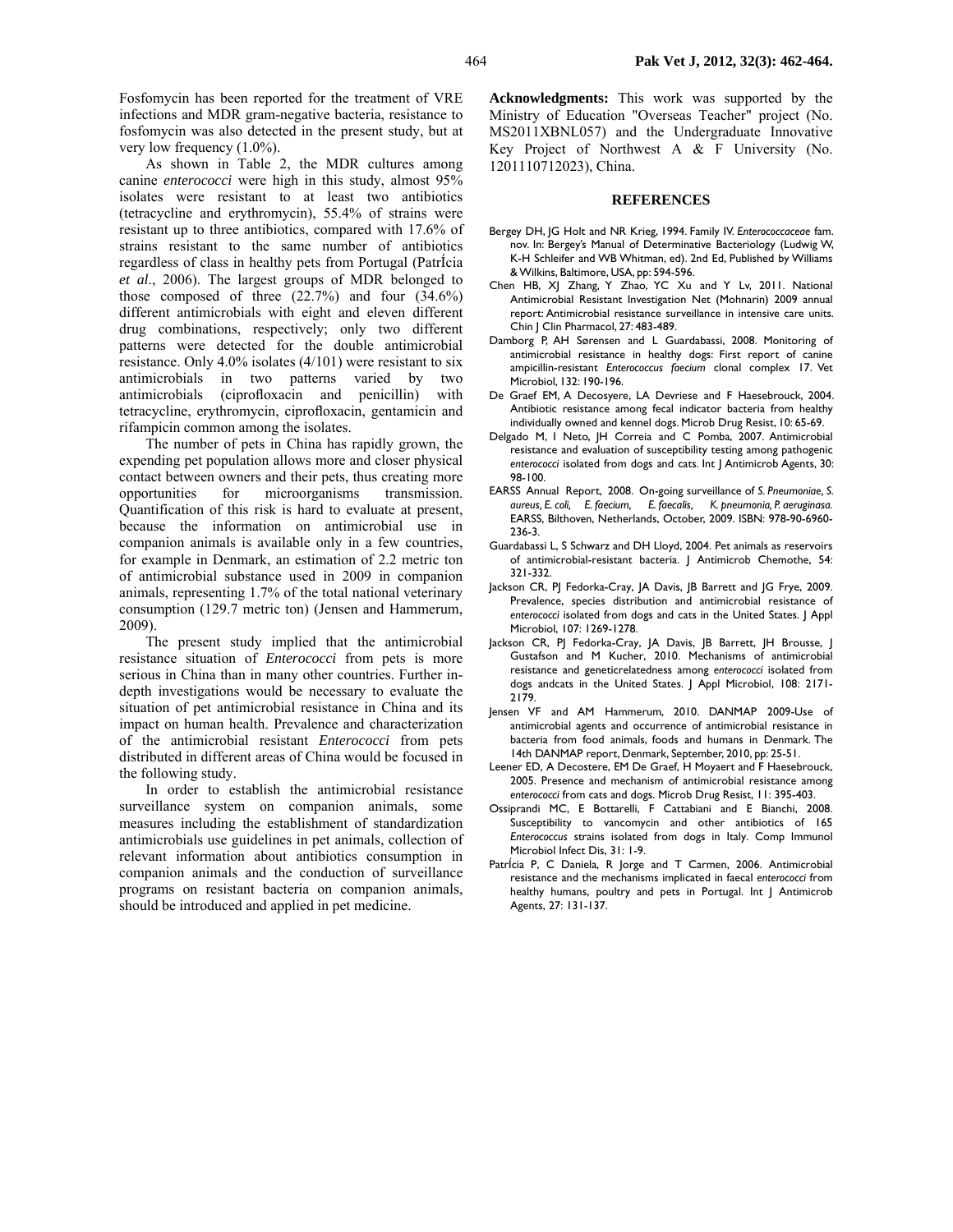Fosfomycin has been reported for the treatment of VRE infections and MDR gram-negative bacteria, resistance to fosfomycin was also detected in the present study, but at very low frequency (1.0%).

As shown in Table 2, the MDR cultures among canine *enterococci* were high in this study, almost 95% isolates were resistant to at least two antibiotics (tetracycline and erythromycin), 55.4% of strains were resistant up to three antibiotics, compared with 17.6% of strains resistant to the same number of antibiotics regardless of class in healthy pets from Portugal (PatrÍcia *et al*., 2006). The largest groups of MDR belonged to those composed of three (22.7%) and four (34.6%) different antimicrobials with eight and eleven different drug combinations, respectively; only two different patterns were detected for the double antimicrobial resistance. Only 4.0% isolates (4/101) were resistant to six antimicrobials in two patterns varied by two antimicrobials (ciprofloxacin and penicillin) with tetracycline, erythromycin, ciprofloxacin, gentamicin and rifampicin common among the isolates.

The number of pets in China has rapidly grown, the expending pet population allows more and closer physical contact between owners and their pets, thus creating more opportunities for microorganisms transmission. Quantification of this risk is hard to evaluate at present, because the information on antimicrobial use in companion animals is available only in a few countries, for example in Denmark, an estimation of 2.2 metric ton of antimicrobial substance used in 2009 in companion animals, representing 1.7% of the total national veterinary consumption (129.7 metric ton) (Jensen and Hammerum, 2009).

The present study implied that the antimicrobial resistance situation of *Enterococci* from pets is more serious in China than in many other countries. Further in-depth investigations would be necessary to evaluate the situation of pet antimicrobial resistance in China and its impact on human health. Prevalence and characterization of the antimicrobial resistant *Enterococci* from pets distributed in different areas of China would be focused in the following study.

In order to establish the antimicrobial resistance surveillance system on companion animals, some measures including the establishment of standardization antimicrobials use guidelines in pet animals, collection of relevant information about antibiotics consumption in companion animals and the conduction of surveillance programs on resistant bacteria on companion animals, should be introduced and applied in pet medicine.

**Acknowledgments:** This work was supported by the Ministry of Education "Overseas Teacher" project (No. MS2011XBNL057) and the Undergraduate Innovative Key Project of Northwest A & F University (No. 1201110712023), China.

## REFERENCES

Bergey DH, JG Holt and NR Krieg, 1994. Family IV. *Enterococcaceae* fam. nov. In: Bergey's Manual of Determinative Bacteriology (Ludwig W, K-H Schleifer and WB Whitman, ed). 2nd Ed, Published by Williams & Wilkins, Baltimore, USA, pp: 594-596.

Chen HB, XJ Zhang, Y Zhao, YC Xu and Y Lv, 2011. National Antimicrobial Resistant Investigation Net (Mohnarin) 2009 annual report: Antimicrobial resistance surveillance in intensive care units. Chin J Clin Pharmacol, 27: 483-489.

Damborg P, AH Sørensen and L Guardabassi, 2008. Monitoring of antimicrobial resistance in healthy dogs: First report of canine ampicillin-resistant *Enterococcus faecium* clonal complex 17. Vet Microbiol, 132: 190-196.

De Graef EM, A Decosyere, LA Devriese and F Haesebrouck, 2004. Antibiotic resistance among fecal indicator bacteria from healthy individually owned and kennel dogs. Microb Drug Resist, 10: 65-69.

Delgado M, I Neto, JH Correia and C Pomba, 2007. Antimicrobial resistance and evaluation of susceptibility testing among pathogenic *enterococci* isolated from dogs and cats. Int J Antimicrob Agents, 30: 98-100.

EARSS Annual Report, 2008. On-going surveillance of *S. Pneumoniae, S. aureus, E. coli, E. faecium, E. faecalis, K. pneumonia, P. aeruginasa.* EARSS, Bilthoven, Netherlands, October, 2009. ISBN: 978-90-6960-236-3.

Guardabassi L, S Schwarz and DH Lloyd, 2004. Pet animals as reservoirs of antimicrobial-resistant bacteria. J Antimicrob Chemothe, 54: 321-332.

Jackson CR, PJ Fedorka-Cray, JA Davis, JB Barrett and JG Frye, 2009. Prevalence, species distribution and antimicrobial resistance of *enterococci* isolated from dogs and cats in the United States. J Appl Microbiol, 107: 1269-1278.

Jackson CR, PJ Fedorka-Cray, JA Davis, JB Barrett, JH Brousse, J Gustafson and M Kucher, 2010. Mechanisms of antimicrobial resistance and geneticrelatedness among *enterococci* isolated from dogs andcats in the United States. J Appl Microbiol, 108: 2171-2179.

Jensen VF and AM Hammerum, 2010. DANMAP 2009-Use of antimicrobial agents and occurrence of antimicrobial resistance in bacteria from food animals, foods and humans in Denmark. The 14th DANMAP report, Denmark, September, 2010, pp: 25-51.

Leener ED, A Decostere, EM De Graef, H Moyaert and F Haesebrouck, 2005. Presence and mechanism of antimicrobial resistance among *enterococci* from cats and dogs. Microb Drug Resist, 11: 395-403.

Ossiprandi MC, E Bottarelli, F Cattabiani and E Bianchi, 2008. Susceptibility to vancomycin and other antibiotics of 165 *Enterococcus* strains isolated from dogs in Italy. Comp Immunol Microbiol Infect Dis, 31: 1-9.

PatrÍcia P, C Daniela, R Jorge and T Carmen, 2006. Antimicrobial resistance and the mechanisms implicated in faecal *enterococci* from healthy humans, poultry and pets in Portugal. Int J Antimicrob Agents, 27: 131-137.